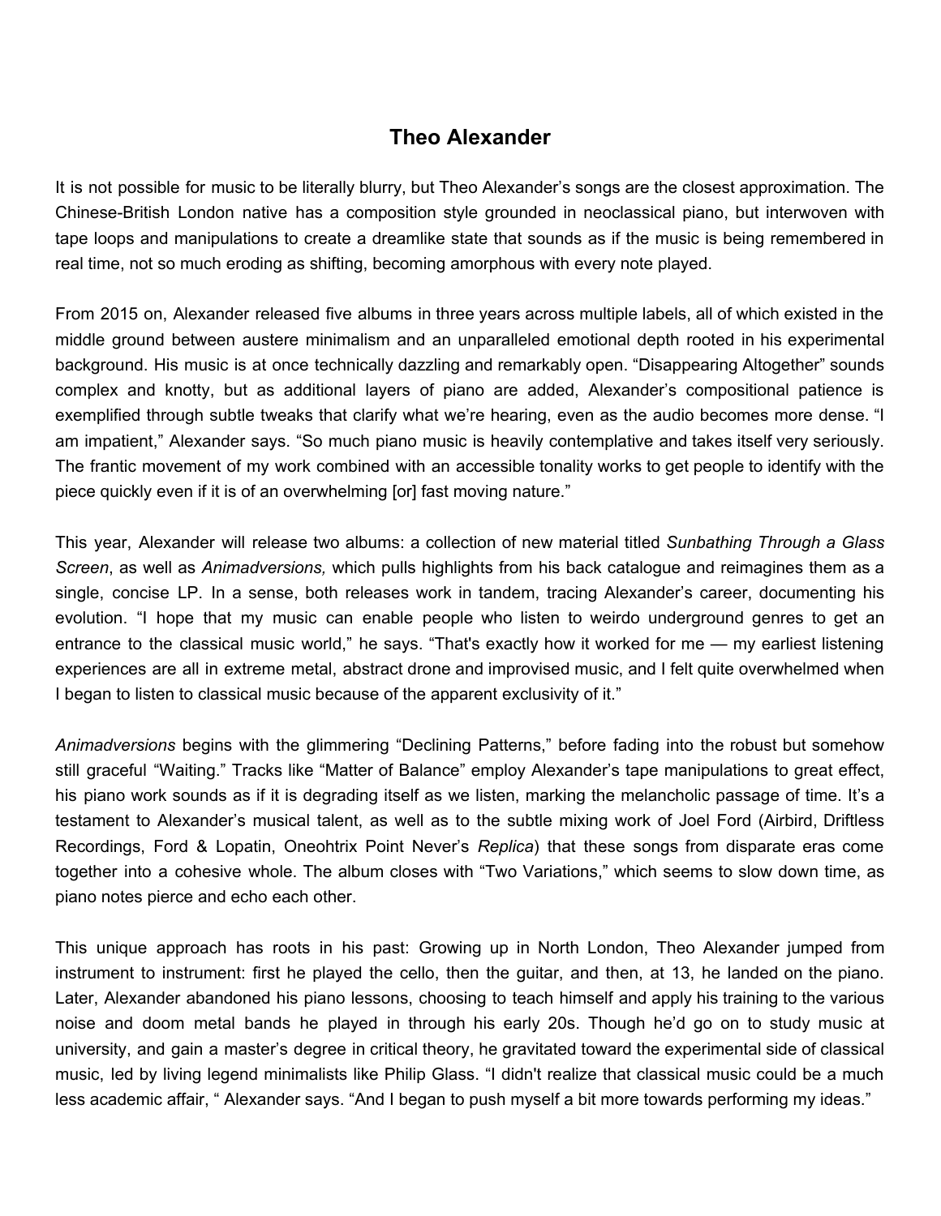# Theo Alexander

It is not possible for music to be literally blurry, but Theo Alexander's songs are the closest approximation. The Chinese-British London native has a composition style grounded in neoclassical piano, but interwoven with tape loops and manipulations to create a dreamlike state that sounds as if the music is being remembered in real time, not so much eroding as shifting, becoming amorphous with every note played.

From 2015 on, Alexander released five albums in three years across multiple labels, all of which existed in the middle ground between austere minimalism and an unparalleled emotional depth rooted in his experimental background. His music is at once technically dazzling and remarkably open. "Disappearing Altogether" sounds complex and knotty, but as additional layers of piano are added, Alexander's compositional patience is exemplified through subtle tweaks that clarify what we're hearing, even as the audio becomes more dense. "I am impatient," Alexander says. "So much piano music is heavily contemplative and takes itself very seriously. The frantic movement of my work combined with an accessible tonality works to get people to identify with the piece quickly even if it is of an overwhelming [or] fast moving nature."

This year, Alexander will release two albums: a collection of new material titled *Sunbathing Through a Glass Screen*, as well as *Animadversions,* which pulls highlights from his back catalogue and reimagines them as a single, concise LP. In a sense, both releases work in tandem, tracing Alexander's career, documenting his evolution. "I hope that my music can enable people who listen to weirdo underground genres to get an entrance to the classical music world," he says. "That's exactly how it worked for me — my earliest listening experiences are all in extreme metal, abstract drone and improvised music, and I felt quite overwhelmed when I began to listen to classical music because of the apparent exclusivity of it."

*Animadversions* begins with the glimmering "Declining Patterns," before fading into the robust but somehow still graceful "Waiting." Tracks like "Matter of Balance" employ Alexander's tape manipulations to great effect, his piano work sounds as if it is degrading itself as we listen, marking the melancholic passage of time. It's a testament to Alexander's musical talent, as well as to the subtle mixing work of Joel Ford (Airbird, Driftless Recordings, Ford & Lopatin, Oneohtrix Point Never's *Replica*) that these songs from disparate eras come together into a cohesive whole. The album closes with "Two Variations," which seems to slow down time, as piano notes pierce and echo each other.

This unique approach has roots in his past: Growing up in North London, Theo Alexander jumped from instrument to instrument: first he played the cello, then the guitar, and then, at 13, he landed on the piano. Later, Alexander abandoned his piano lessons, choosing to teach himself and apply his training to the various noise and doom metal bands he played in through his early 20s. Though he'd go on to study music at university, and gain a master's degree in critical theory, he gravitated toward the experimental side of classical music, led by living legend minimalists like Philip Glass. "I didn't realize that classical music could be a much less academic affair, " Alexander says. "And I began to push myself a bit more towards performing my ideas."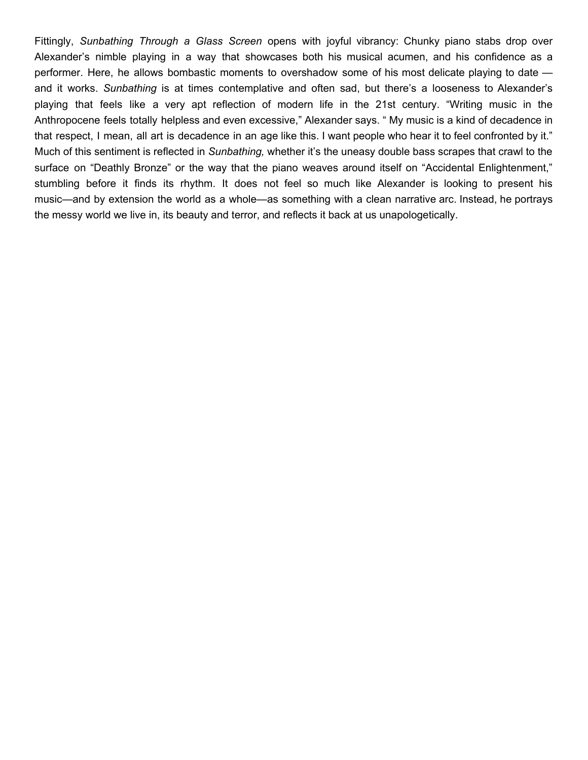Fittingly, *Sunbathing Through a Glass Screen* opens with joyful vibrancy: Chunky piano stabs drop over Alexander's nimble playing in a way that showcases both his musical acumen, and his confidence as a performer. Here, he allows bombastic moments to overshadow some of his most delicate playing to date — and it works. *Sunbathing* is at times contemplative and often sad, but there's a looseness to Alexander's playing that feels like a very apt reflection of modern life in the 21st century. "Writing music in the Anthropocene feels totally helpless and even excessive," Alexander says. " My music is a kind of decadence in that respect, I mean, all art is decadence in an age like this. I want people who hear it to feel confronted by it." Much of this sentiment is reflected in *Sunbathing,* whether it's the uneasy double bass scrapes that crawl to the surface on "Deathly Bronze" or the way that the piano weaves around itself on "Accidental Enlightenment," stumbling before it finds its rhythm. It does not feel so much like Alexander is looking to present his music—and by extension the world as a whole—as something with a clean narrative arc. Instead, he portrays the messy world we live in, its beauty and terror, and reflects it back at us unapologetically.